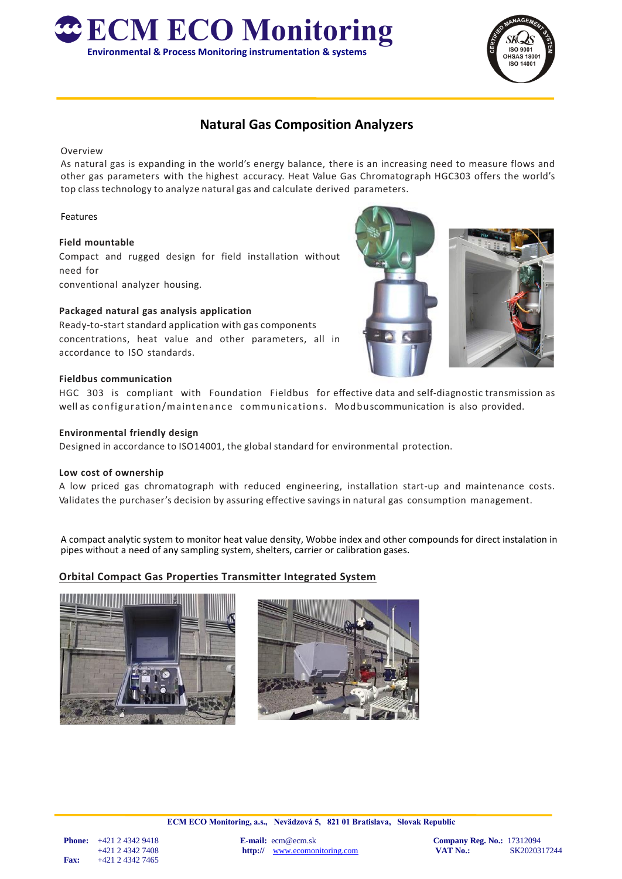# ECM ECO Monitoring

**Environmental & Process Monitoring instrumentation & systems**

## Natural Gas Composition Analyzers

Overview

As natural gas is expanding in the world's energy balance, there is an increasing need to measure flows and other gas parameters with the highest accuracy. Heat Value Gas Chromatograph HGC303 offers the world's top class technology to analyze natural gas and calculate derived parameters.

Features

**Field mountable**

Compact and rugged design for field installation without need for conventional analyzer housing.

**Packaged natural gas analysis application**

Ready-to-start standard application with gas components concentrations, heat value and other parameters, all in accordance to ISO standards.

**Fieldbus communication**

HGC 303 is compliant with Foundation Fieldbus for effective data and self-diagnostic transmission as well as configuration/maintenance communications. Modbuscommunication is also provided.

**Environmental friendly design**

Designed in accordance to ISO14001, the global standard for environmental protection.

**Low cost of ownership**

A low priced gas chromatograph with reduced engineering, installation start-up and maintenance costs. Validates the purchaser's decision by assuring effective savings in natural gas consumption management.

A compact analytic system to monitor heat value density, Wobbe index and other compounds for direct instalation in pipes without a need of any sampling system, shelters, carrier or calibration gases.

**Orbital Compact Gas Properties Transmitter Integrated System**

ECM ECO Monitoring, a.s., Nevädzová 5, 821 01 Bratislava, Slovak Republic

**Phone:** +421 2 4342 9418
+421 2 4342 7408
**Fax:** +421 2 4342 7465

**E-mail:** ecm@ecm.sk
**http://** www.ecomonitoring.com

**Company Reg. No.:** 17312094
**VAT No.:** SK2020317244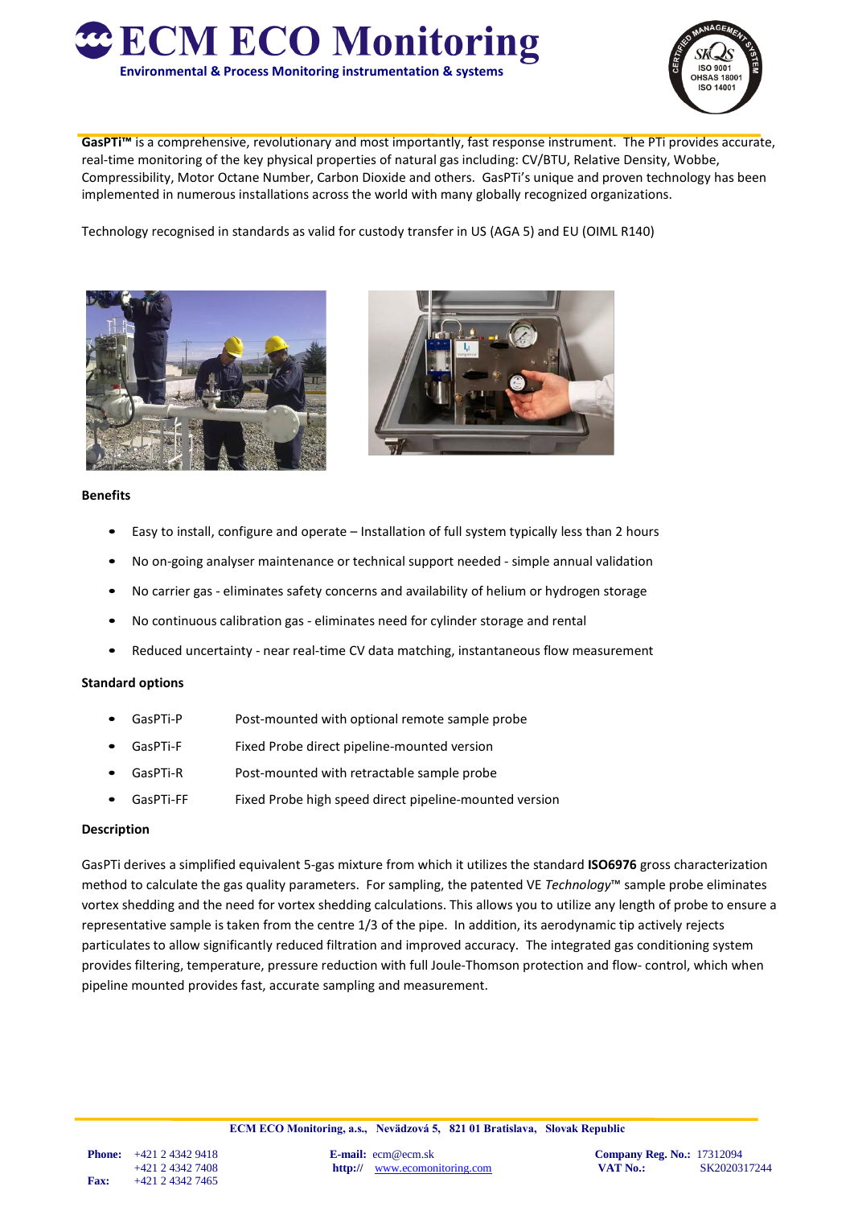# ECM ECO Monitoring

**Environmental & Process Monitoring instrumentation & systems**

**GasPTi™** is a comprehensive, revolutionary and most importantly, fast response instrument. The PTi provides accurate, real-time monitoring of the key physical properties of natural gas including: CV/BTU, Relative Density, Wobbe, Compressibility, Motor Octane Number, Carbon Dioxide and others. GasPTi's unique and proven technology has been implemented in numerous installations across the world with many globally recognized organizations.

Technology recognised in standards as valid for custody transfer in US (AGA 5) and EU (OIML R140)

### Benefits

- Easy to install, configure and operate – Installation of full system typically less than 2 hours
- No on-going analyser maintenance or technical support needed - simple annual validation
- No carrier gas - eliminates safety concerns and availability of helium or hydrogen storage
- No continuous calibration gas - eliminates need for cylinder storage and rental
- Reduced uncertainty - near real-time CV data matching, instantaneous flow measurement

### Standard options

- GasPTi-P — Post-mounted with optional remote sample probe
- GasPTi-F — Fixed Probe direct pipeline-mounted version
- GasPTi-R — Post-mounted with retractable sample probe
- GasPTi-FF — Fixed Probe high speed direct pipeline-mounted version

### Description

GasPTi derives a simplified equivalent 5-gas mixture from which it utilizes the standard **ISO6976** gross characterization method to calculate the gas quality parameters. For sampling, the patented VE *Technology*™ sample probe eliminates vortex shedding and the need for vortex shedding calculations. This allows you to utilize any length of probe to ensure a representative sample is taken from the centre 1/3 of the pipe. In addition, its aerodynamic tip actively rejects particulates to allow significantly reduced filtration and improved accuracy. The integrated gas conditioning system provides filtering, temperature, pressure reduction with full Joule-Thomson protection and flow- control, which when pipeline mounted provides fast, accurate sampling and measurement.